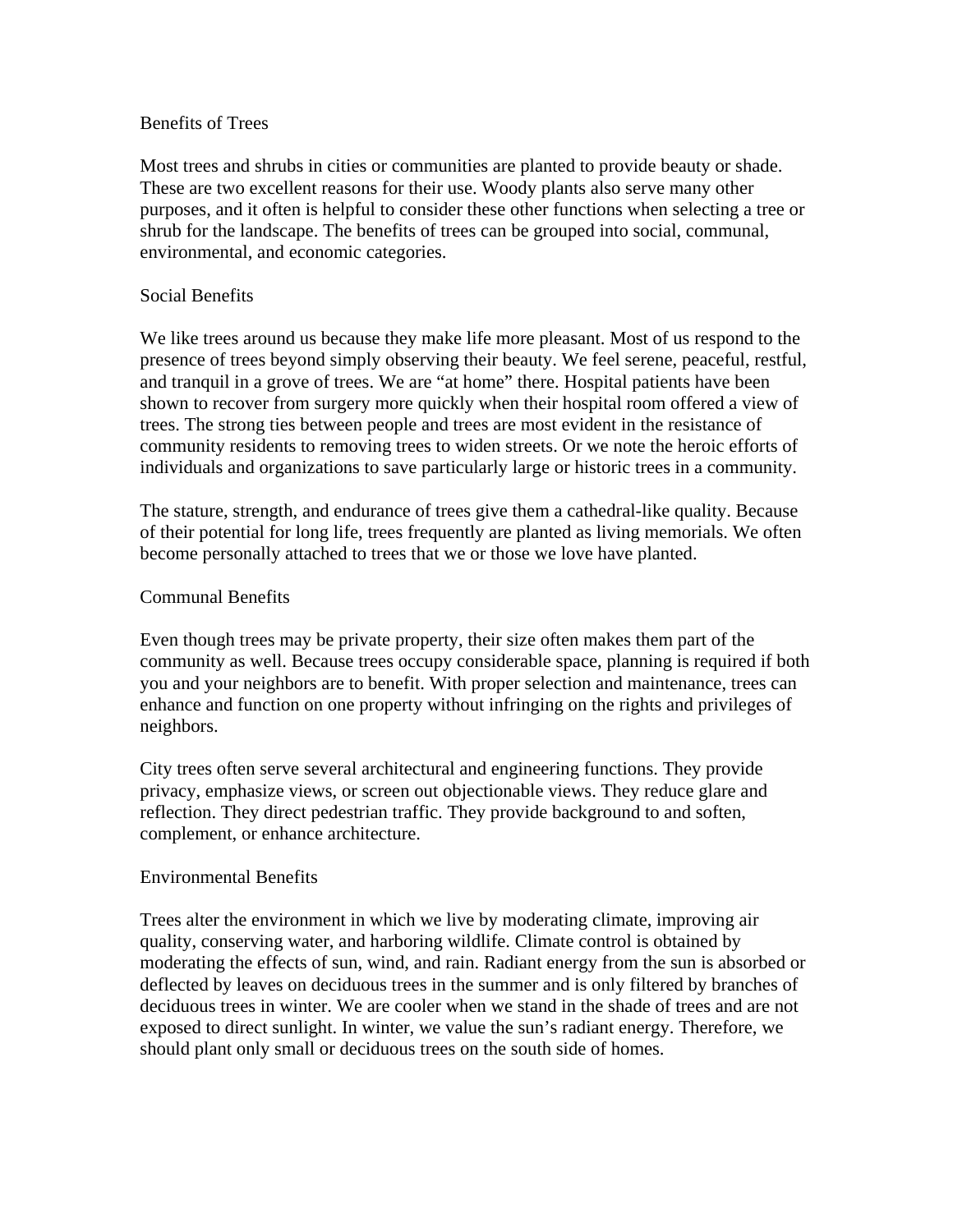# Benefits of Trees

Most trees and shrubs in cities or communities are planted to provide beauty or shade. These are two excellent reasons for their use. Woody plants also serve many other purposes, and it often is helpful to consider these other functions when selecting a tree or shrub for the landscape. The benefits of trees can be grouped into social, communal, environmental, and economic categories.

## Social Benefits

We like trees around us because they make life more pleasant. Most of us respond to the presence of trees beyond simply observing their beauty. We feel serene, peaceful, restful, and tranquil in a grove of trees. We are "at home" there. Hospital patients have been shown to recover from surgery more quickly when their hospital room offered a view of trees. The strong ties between people and trees are most evident in the resistance of community residents to removing trees to widen streets. Or we note the heroic efforts of individuals and organizations to save particularly large or historic trees in a community.

The stature, strength, and endurance of trees give them a cathedral-like quality. Because of their potential for long life, trees frequently are planted as living memorials. We often become personally attached to trees that we or those we love have planted.

## Communal Benefits

Even though trees may be private property, their size often makes them part of the community as well. Because trees occupy considerable space, planning is required if both you and your neighbors are to benefit. With proper selection and maintenance, trees can enhance and function on one property without infringing on the rights and privileges of neighbors.

City trees often serve several architectural and engineering functions. They provide privacy, emphasize views, or screen out objectionable views. They reduce glare and reflection. They direct pedestrian traffic. They provide background to and soften, complement, or enhance architecture.

## Environmental Benefits

Trees alter the environment in which we live by moderating climate, improving air quality, conserving water, and harboring wildlife. Climate control is obtained by moderating the effects of sun, wind, and rain. Radiant energy from the sun is absorbed or deflected by leaves on deciduous trees in the summer and is only filtered by branches of deciduous trees in winter. We are cooler when we stand in the shade of trees and are not exposed to direct sunlight. In winter, we value the sun's radiant energy. Therefore, we should plant only small or deciduous trees on the south side of homes.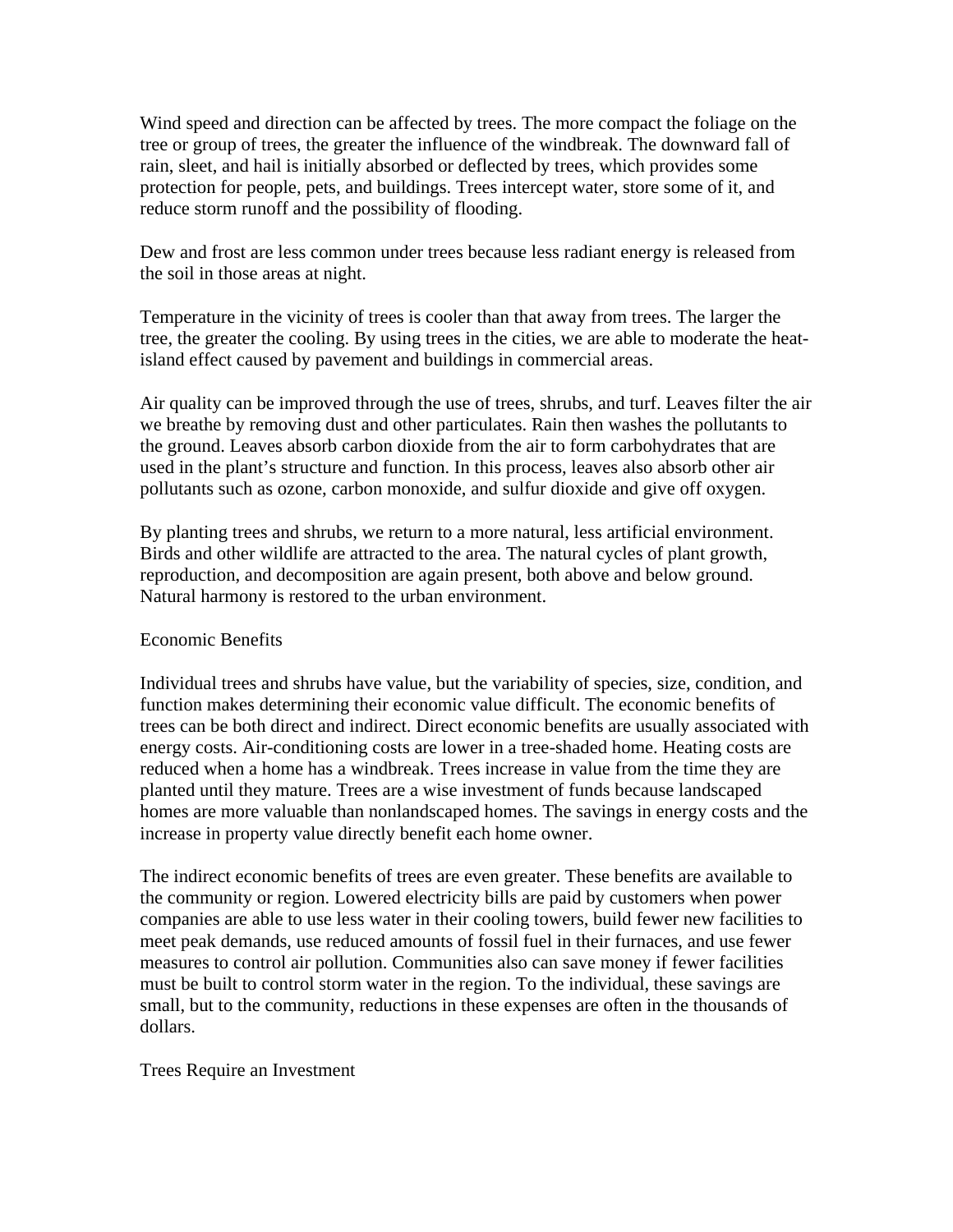Wind speed and direction can be affected by trees. The more compact the foliage on the tree or group of trees, the greater the influence of the windbreak. The downward fall of rain, sleet, and hail is initially absorbed or deflected by trees, which provides some protection for people, pets, and buildings. Trees intercept water, store some of it, and reduce storm runoff and the possibility of flooding.

Dew and frost are less common under trees because less radiant energy is released from the soil in those areas at night.

Temperature in the vicinity of trees is cooler than that away from trees. The larger the tree, the greater the cooling. By using trees in the cities, we are able to moderate the heat-island effect caused by pavement and buildings in commercial areas.

Air quality can be improved through the use of trees, shrubs, and turf. Leaves filter the air we breathe by removing dust and other particulates. Rain then washes the pollutants to the ground. Leaves absorb carbon dioxide from the air to form carbohydrates that are used in the plant's structure and function. In this process, leaves also absorb other air pollutants such as ozone, carbon monoxide, and sulfur dioxide and give off oxygen.

By planting trees and shrubs, we return to a more natural, less artificial environment. Birds and other wildlife are attracted to the area. The natural cycles of plant growth, reproduction, and decomposition are again present, both above and below ground. Natural harmony is restored to the urban environment.

## Economic Benefits

Individual trees and shrubs have value, but the variability of species, size, condition, and function makes determining their economic value difficult. The economic benefits of trees can be both direct and indirect. Direct economic benefits are usually associated with energy costs. Air-conditioning costs are lower in a tree-shaded home. Heating costs are reduced when a home has a windbreak. Trees increase in value from the time they are planted until they mature. Trees are a wise investment of funds because landscaped homes are more valuable than nonlandscaped homes. The savings in energy costs and the increase in property value directly benefit each home owner.

The indirect economic benefits of trees are even greater. These benefits are available to the community or region. Lowered electricity bills are paid by customers when power companies are able to use less water in their cooling towers, build fewer new facilities to meet peak demands, use reduced amounts of fossil fuel in their furnaces, and use fewer measures to control air pollution. Communities also can save money if fewer facilities must be built to control storm water in the region. To the individual, these savings are small, but to the community, reductions in these expenses are often in the thousands of dollars.

## Trees Require an Investment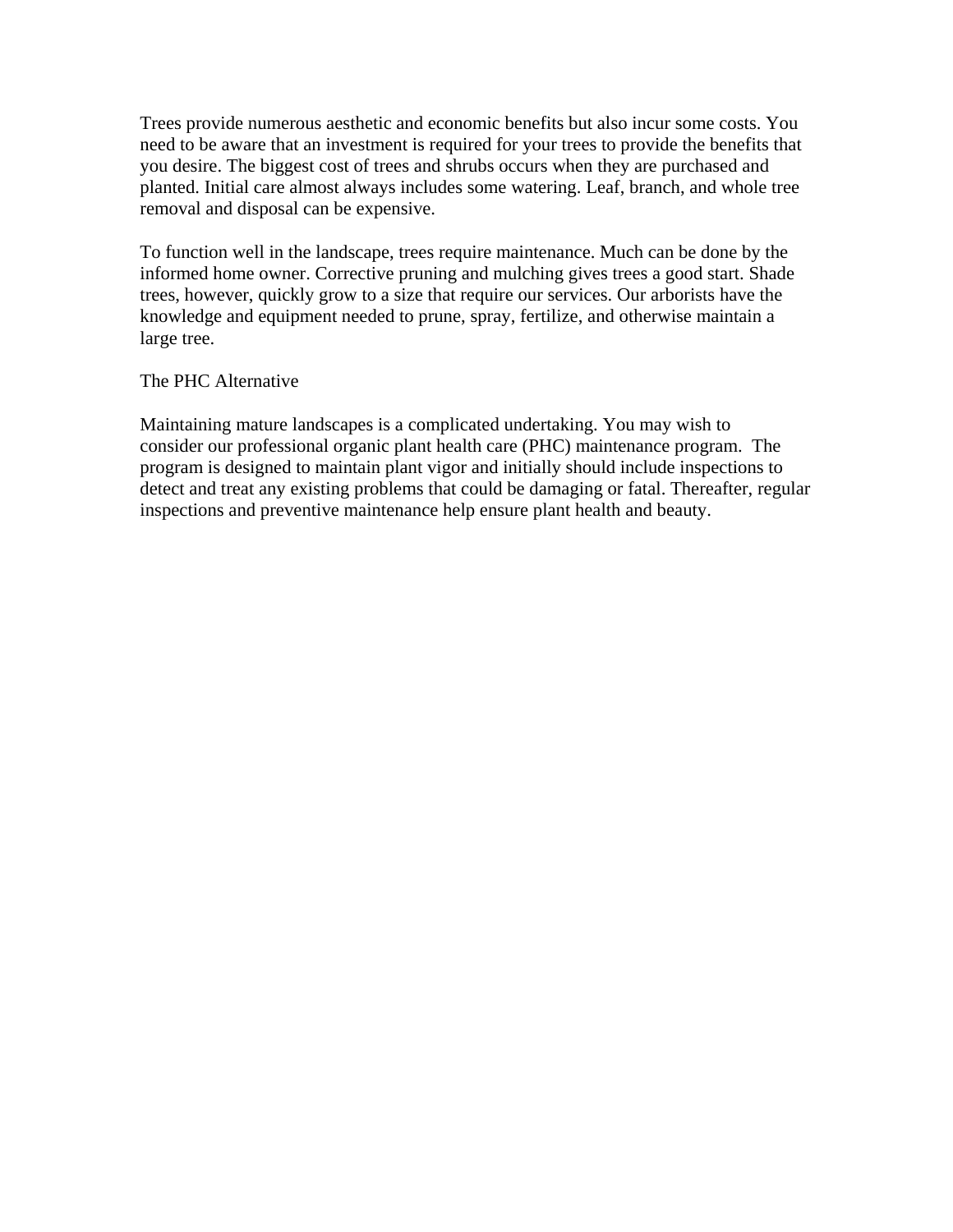Trees provide numerous aesthetic and economic benefits but also incur some costs. You need to be aware that an investment is required for your trees to provide the benefits that you desire. The biggest cost of trees and shrubs occurs when they are purchased and planted. Initial care almost always includes some watering. Leaf, branch, and whole tree removal and disposal can be expensive.

To function well in the landscape, trees require maintenance. Much can be done by the informed home owner. Corrective pruning and mulching gives trees a good start. Shade trees, however, quickly grow to a size that require our services. Our arborists have the knowledge and equipment needed to prune, spray, fertilize, and otherwise maintain a large tree.

## The PHC Alternative

Maintaining mature landscapes is a complicated undertaking. You may wish to consider our professional organic plant health care (PHC) maintenance program. The program is designed to maintain plant vigor and initially should include inspections to detect and treat any existing problems that could be damaging or fatal. Thereafter, regular inspections and preventive maintenance help ensure plant health and beauty.